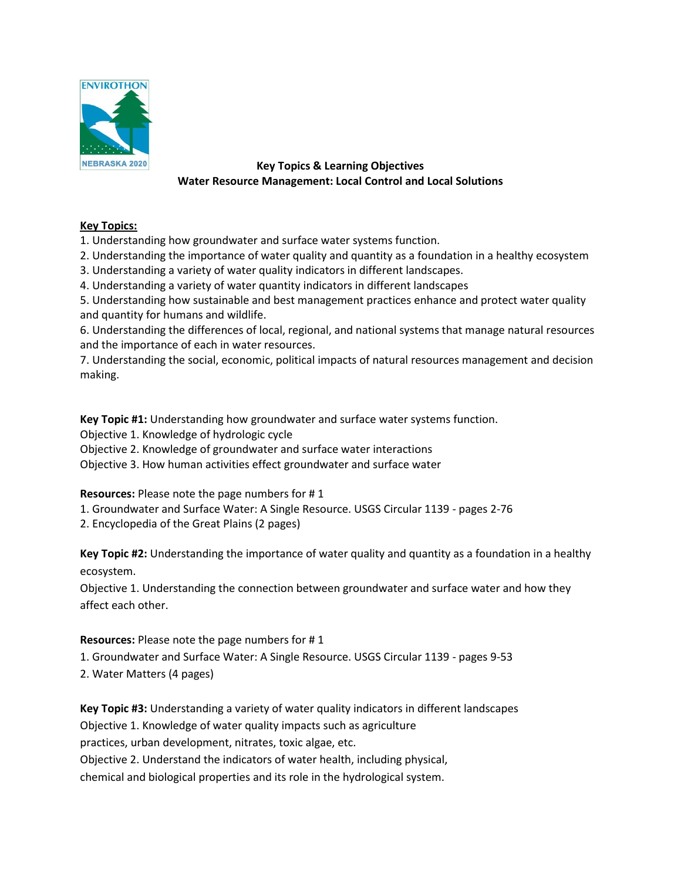ENVIROTHON NEBRASKA 2020

## Key Topics & Learning Objectives
## Water Resource Management: Local Control and Local Solutions

**Key Topics:**

1. Understanding how groundwater and surface water systems function.
2. Understanding the importance of water quality and quantity as a foundation in a healthy ecosystem
3. Understanding a variety of water quality indicators in different landscapes.
4. Understanding a variety of water quantity indicators in different landscapes
5. Understanding how sustainable and best management practices enhance and protect water quality and quantity for humans and wildlife.
6. Understanding the differences of local, regional, and national systems that manage natural resources and the importance of each in water resources.
7. Understanding the social, economic, political impacts of natural resources management and decision making.

**Key Topic #1:** Understanding how groundwater and surface water systems function.
Objective 1. Knowledge of hydrologic cycle
Objective 2. Knowledge of groundwater and surface water interactions
Objective 3. How human activities effect groundwater and surface water

**Resources:** Please note the page numbers for # 1

1. Groundwater and Surface Water: A Single Resource. USGS Circular 1139 - pages 2-76
2. Encyclopedia of the Great Plains (2 pages)

**Key Topic #2:** Understanding the importance of water quality and quantity as a foundation in a healthy ecosystem.
Objective 1. Understanding the connection between groundwater and surface water and how they affect each other.

**Resources:** Please note the page numbers for # 1

1. Groundwater and Surface Water: A Single Resource. USGS Circular 1139 - pages 9-53
2. Water Matters (4 pages)

**Key Topic #3:** Understanding a variety of water quality indicators in different landscapes
Objective 1. Knowledge of water quality impacts such as agriculture practices, urban development, nitrates, toxic algae, etc.
Objective 2. Understand the indicators of water health, including physical, chemical and biological properties and its role in the hydrological system.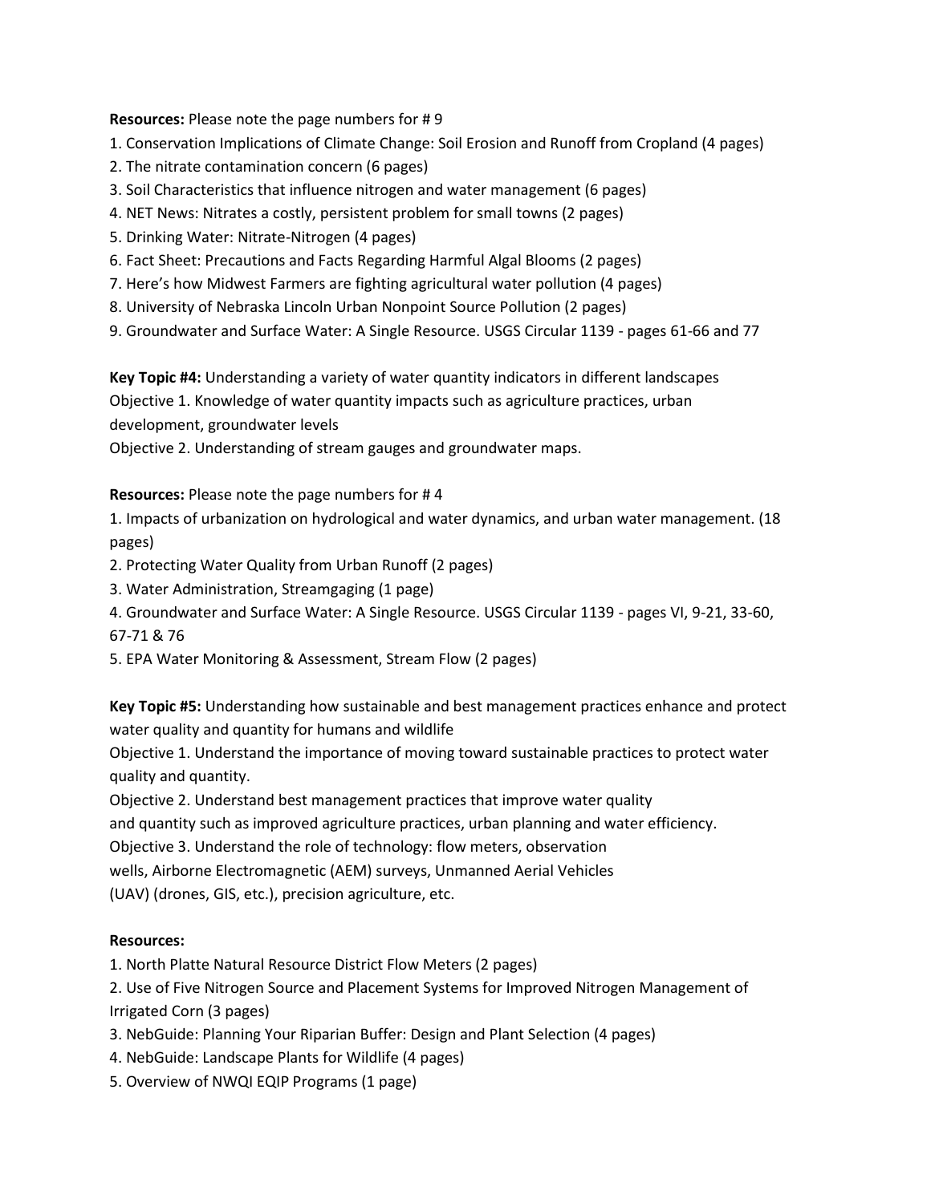**Resources:** Please note the page numbers for # 9

1. Conservation Implications of Climate Change: Soil Erosion and Runoff from Cropland (4 pages)
2. The nitrate contamination concern (6 pages)
3. Soil Characteristics that influence nitrogen and water management (6 pages)
4. NET News: Nitrates a costly, persistent problem for small towns (2 pages)
5. Drinking Water: Nitrate-Nitrogen (4 pages)
6. Fact Sheet: Precautions and Facts Regarding Harmful Algal Blooms (2 pages)
7. Here's how Midwest Farmers are fighting agricultural water pollution (4 pages)
8. University of Nebraska Lincoln Urban Nonpoint Source Pollution (2 pages)
9. Groundwater and Surface Water: A Single Resource. USGS Circular 1139 - pages 61-66 and 77

**Key Topic #4:** Understanding a variety of water quantity indicators in different landscapes
Objective 1. Knowledge of water quantity impacts such as agriculture practices, urban development, groundwater levels
Objective 2. Understanding of stream gauges and groundwater maps.

**Resources:** Please note the page numbers for # 4

1. Impacts of urbanization on hydrological and water dynamics, and urban water management. (18 pages)
2. Protecting Water Quality from Urban Runoff (2 pages)
3. Water Administration, Streamgaging (1 page)
4. Groundwater and Surface Water: A Single Resource. USGS Circular 1139 - pages VI, 9-21, 33-60, 67-71 & 76
5. EPA Water Monitoring & Assessment, Stream Flow (2 pages)

**Key Topic #5:** Understanding how sustainable and best management practices enhance and protect water quality and quantity for humans and wildlife
Objective 1. Understand the importance of moving toward sustainable practices to protect water quality and quantity.
Objective 2. Understand best management practices that improve water quality and quantity such as improved agriculture practices, urban planning and water efficiency.
Objective 3. Understand the role of technology: flow meters, observation wells, Airborne Electromagnetic (AEM) surveys, Unmanned Aerial Vehicles (UAV) (drones, GIS, etc.), precision agriculture, etc.

**Resources:**

1. North Platte Natural Resource District Flow Meters (2 pages)
2. Use of Five Nitrogen Source and Placement Systems for Improved Nitrogen Management of Irrigated Corn (3 pages)
3. NebGuide: Planning Your Riparian Buffer: Design and Plant Selection (4 pages)
4. NebGuide: Landscape Plants for Wildlife (4 pages)
5. Overview of NWQI EQIP Programs (1 page)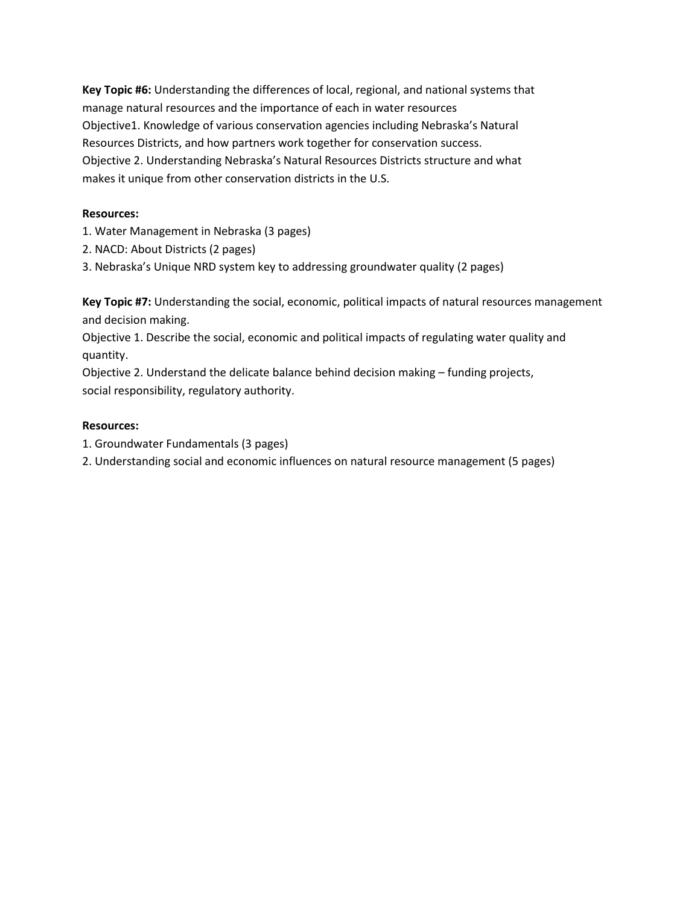**Key Topic #6:** Understanding the differences of local, regional, and national systems that manage natural resources and the importance of each in water resources
Objective1. Knowledge of various conservation agencies including Nebraska's Natural Resources Districts, and how partners work together for conservation success.
Objective 2. Understanding Nebraska's Natural Resources Districts structure and what makes it unique from other conservation districts in the U.S.

**Resources:**

1. Water Management in Nebraska (3 pages)
2. NACD: About Districts (2 pages)
3. Nebraska's Unique NRD system key to addressing groundwater quality (2 pages)

**Key Topic #7:** Understanding the social, economic, political impacts of natural resources management and decision making.
Objective 1. Describe the social, economic and political impacts of regulating water quality and quantity.
Objective 2. Understand the delicate balance behind decision making – funding projects, social responsibility, regulatory authority.

**Resources:**

1. Groundwater Fundamentals (3 pages)
2. Understanding social and economic influences on natural resource management (5 pages)